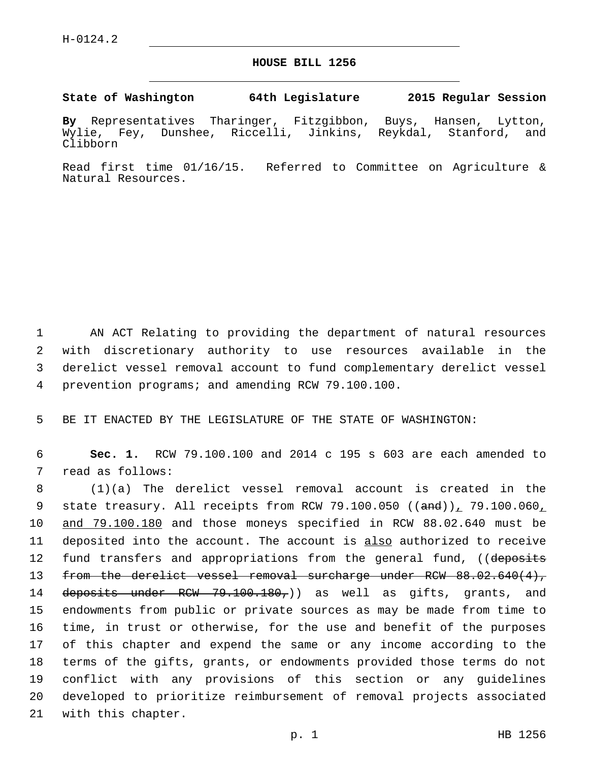H-0124.2

# HOUSE BILL 1256

**State of Washington 64th Legislature 2015 Regular Session**

**By** Representatives Tharinger, Fitzgibbon, Buys, Hansen, Lytton, Wylie, Fey, Dunshee, Riccelli, Jinkins, Reykdal, Stanford, and Clibborn

Read first time 01/16/15. Referred to Committee on Agriculture & Natural Resources.

1 AN ACT Relating to providing the department of natural resources 2 with discretionary authority to use resources available in the 3 derelict vessel removal account to fund complementary derelict vessel 4 prevention programs; and amending RCW 79.100.100.

5 BE IT ENACTED BY THE LEGISLATURE OF THE STATE OF WASHINGTON:

6 **Sec. 1.** RCW 79.100.100 and 2014 c 195 s 603 are each amended to 7 read as follows:

8 (1)(a) The derelict vessel removal account is created in the 9 state treasury. All receipts from RCW 79.100.050 ((~~and~~))<u>,</u> 79.100.060<u>,</u> 10 <u>and 79.100.180</u> and those moneys specified in RCW 88.02.640 must be 11 deposited into the account. The account is <u>also</u> authorized to receive 12 fund transfers and appropriations from the general fund, ((~~deposits~~ 13 ~~from the derelict vessel removal surcharge under RCW 88.02.640(4),~~ 14 ~~deposits under RCW 79.100.180,~~)) as well as gifts, grants, and 15 endowments from public or private sources as may be made from time to 16 time, in trust or otherwise, for the use and benefit of the purposes 17 of this chapter and expend the same or any income according to the 18 terms of the gifts, grants, or endowments provided those terms do not 19 conflict with any provisions of this section or any guidelines 20 developed to prioritize reimbursement of removal projects associated 21 with this chapter.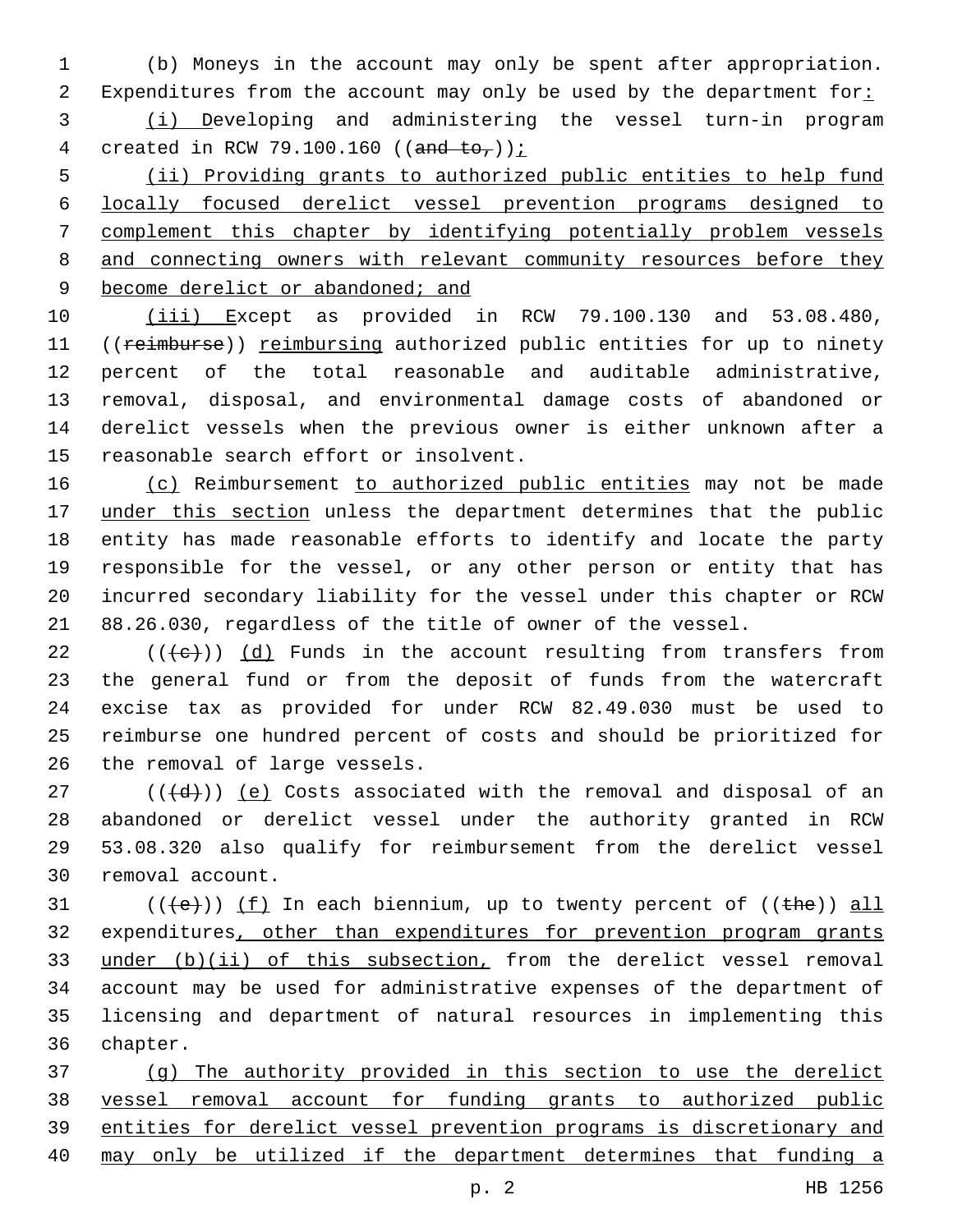(b) Moneys in the account may only be spent after appropriation. Expenditures from the account may only be used by the department for:

(i) Developing and administering the vessel turn-in program created in RCW 79.100.160 ((and to,));

(ii) Providing grants to authorized public entities to help fund locally focused derelict vessel prevention programs designed to complement this chapter by identifying potentially problem vessels and connecting owners with relevant community resources before they become derelict or abandoned; and

(iii) Except as provided in RCW 79.100.130 and 53.08.480, ((reimburse)) reimbursing authorized public entities for up to ninety percent of the total reasonable and auditable administrative, removal, disposal, and environmental damage costs of abandoned or derelict vessels when the previous owner is either unknown after a reasonable search effort or insolvent.

(c) Reimbursement to authorized public entities may not be made under this section unless the department determines that the public entity has made reasonable efforts to identify and locate the party responsible for the vessel, or any other person or entity that has incurred secondary liability for the vessel under this chapter or RCW 88.26.030, regardless of the title of owner of the vessel.

(((c))) (d) Funds in the account resulting from transfers from the general fund or from the deposit of funds from the watercraft excise tax as provided for under RCW 82.49.030 must be used to reimburse one hundred percent of costs and should be prioritized for the removal of large vessels.

(((d))) (e) Costs associated with the removal and disposal of an abandoned or derelict vessel under the authority granted in RCW 53.08.320 also qualify for reimbursement from the derelict vessel removal account.

(((e))) (f) In each biennium, up to twenty percent of ((the)) all expenditures, other than expenditures for prevention program grants under (b)(ii) of this subsection, from the derelict vessel removal account may be used for administrative expenses of the department of licensing and department of natural resources in implementing this chapter.

(g) The authority provided in this section to use the derelict vessel removal account for funding grants to authorized public entities for derelict vessel prevention programs is discretionary and may only be utilized if the department determines that funding a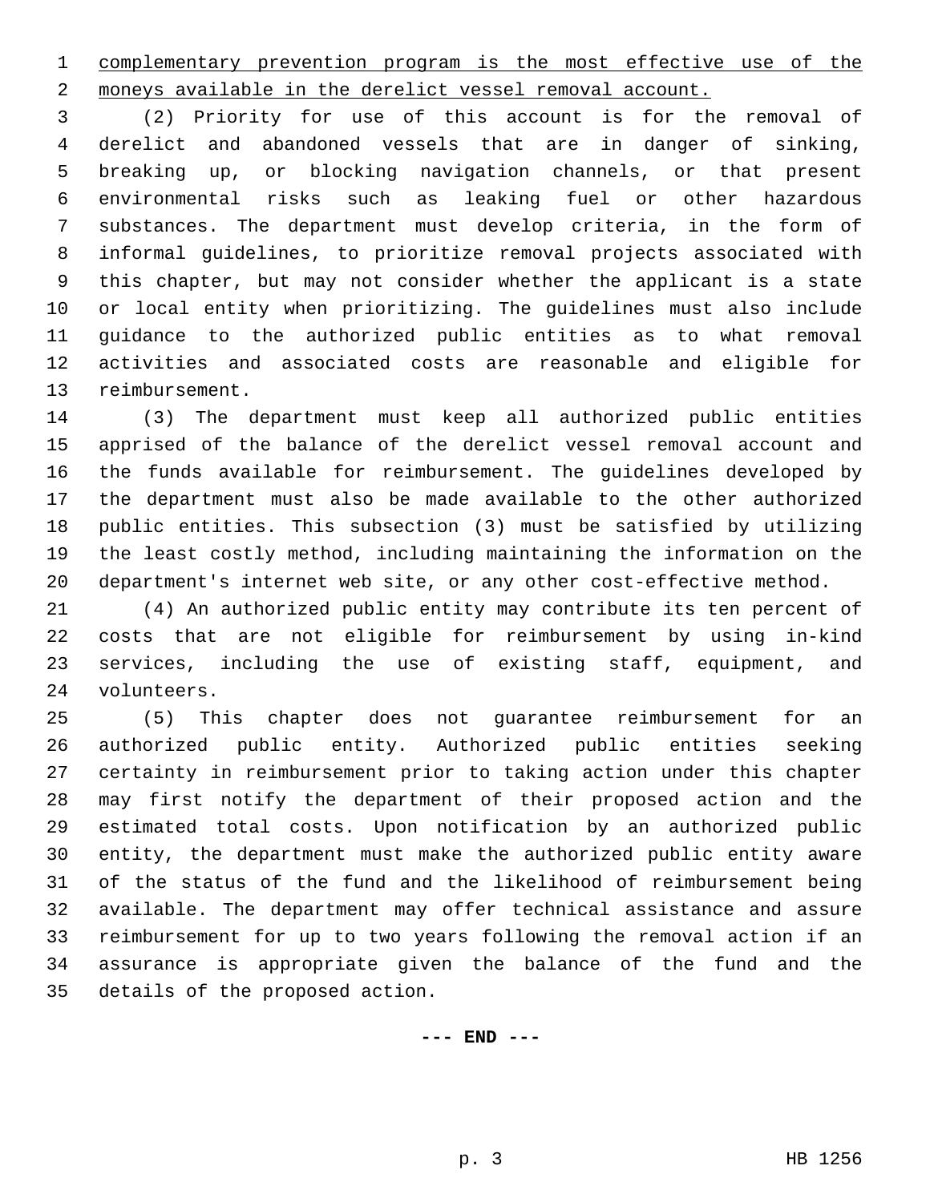complementary prevention program is the most effective use of the moneys available in the derelict vessel removal account.

(2) Priority for use of this account is for the removal of derelict and abandoned vessels that are in danger of sinking, breaking up, or blocking navigation channels, or that present environmental risks such as leaking fuel or other hazardous substances. The department must develop criteria, in the form of informal guidelines, to prioritize removal projects associated with this chapter, but may not consider whether the applicant is a state or local entity when prioritizing. The guidelines must also include guidance to the authorized public entities as to what removal activities and associated costs are reasonable and eligible for reimbursement.

(3) The department must keep all authorized public entities apprised of the balance of the derelict vessel removal account and the funds available for reimbursement. The guidelines developed by the department must also be made available to the other authorized public entities. This subsection (3) must be satisfied by utilizing the least costly method, including maintaining the information on the department's internet web site, or any other cost-effective method.

(4) An authorized public entity may contribute its ten percent of costs that are not eligible for reimbursement by using in-kind services, including the use of existing staff, equipment, and volunteers.

(5) This chapter does not guarantee reimbursement for an authorized public entity. Authorized public entities seeking certainty in reimbursement prior to taking action under this chapter may first notify the department of their proposed action and the estimated total costs. Upon notification by an authorized public entity, the department must make the authorized public entity aware of the status of the fund and the likelihood of reimbursement being available. The department may offer technical assistance and assure reimbursement for up to two years following the removal action if an assurance is appropriate given the balance of the fund and the details of the proposed action.

**--- END ---**